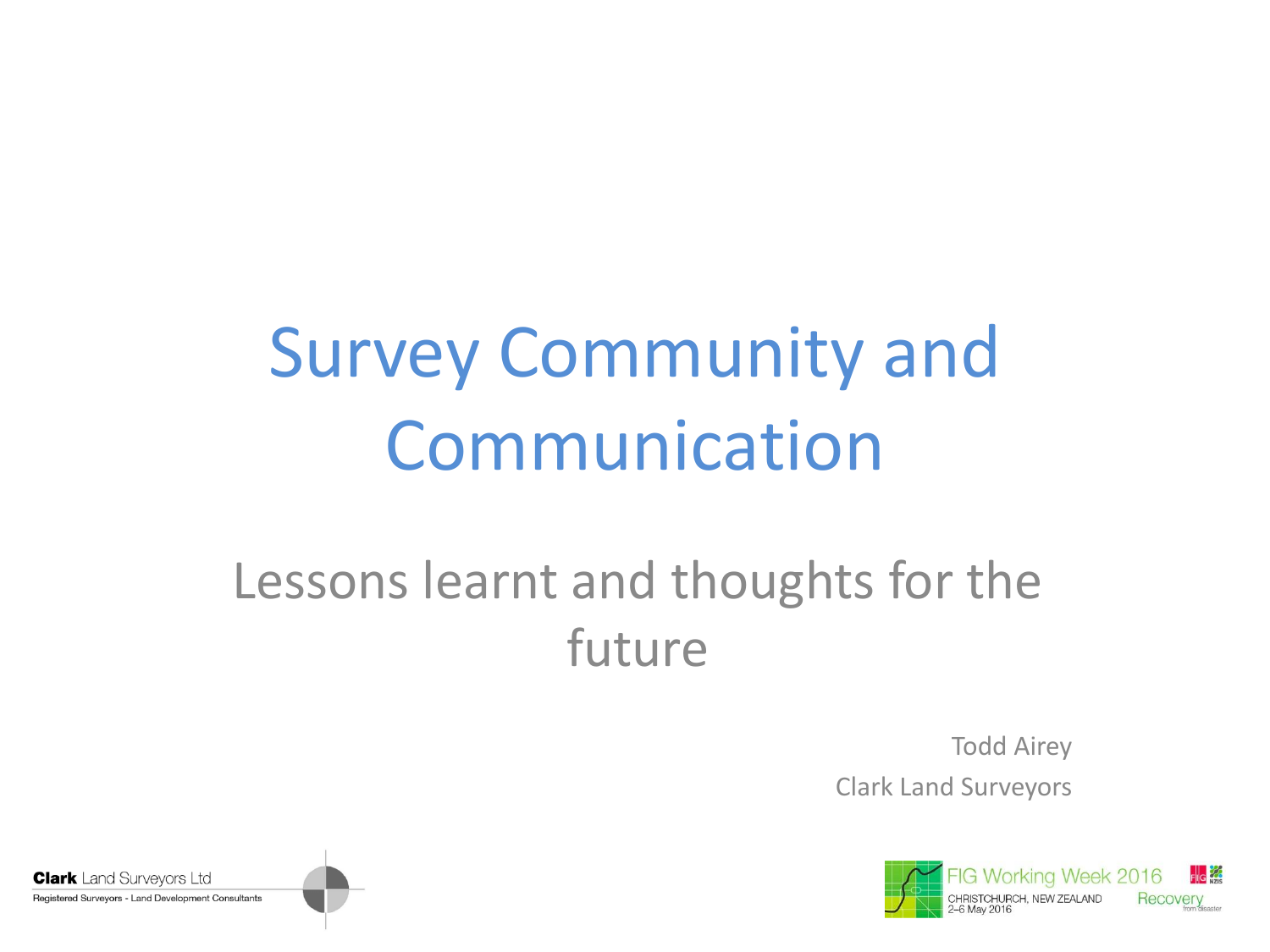# Survey Community and Communication

## Lessons learnt and thoughts for the future

Todd Airey

Clark Land Surveyors

Clark Land Surveyors Ltd
Registered Surveyors - Land Development Consultants

FIG Working Week 2016
CHRISTCHURCH, NEW ZEALAND
2–6 May 2016
Recovery from disaster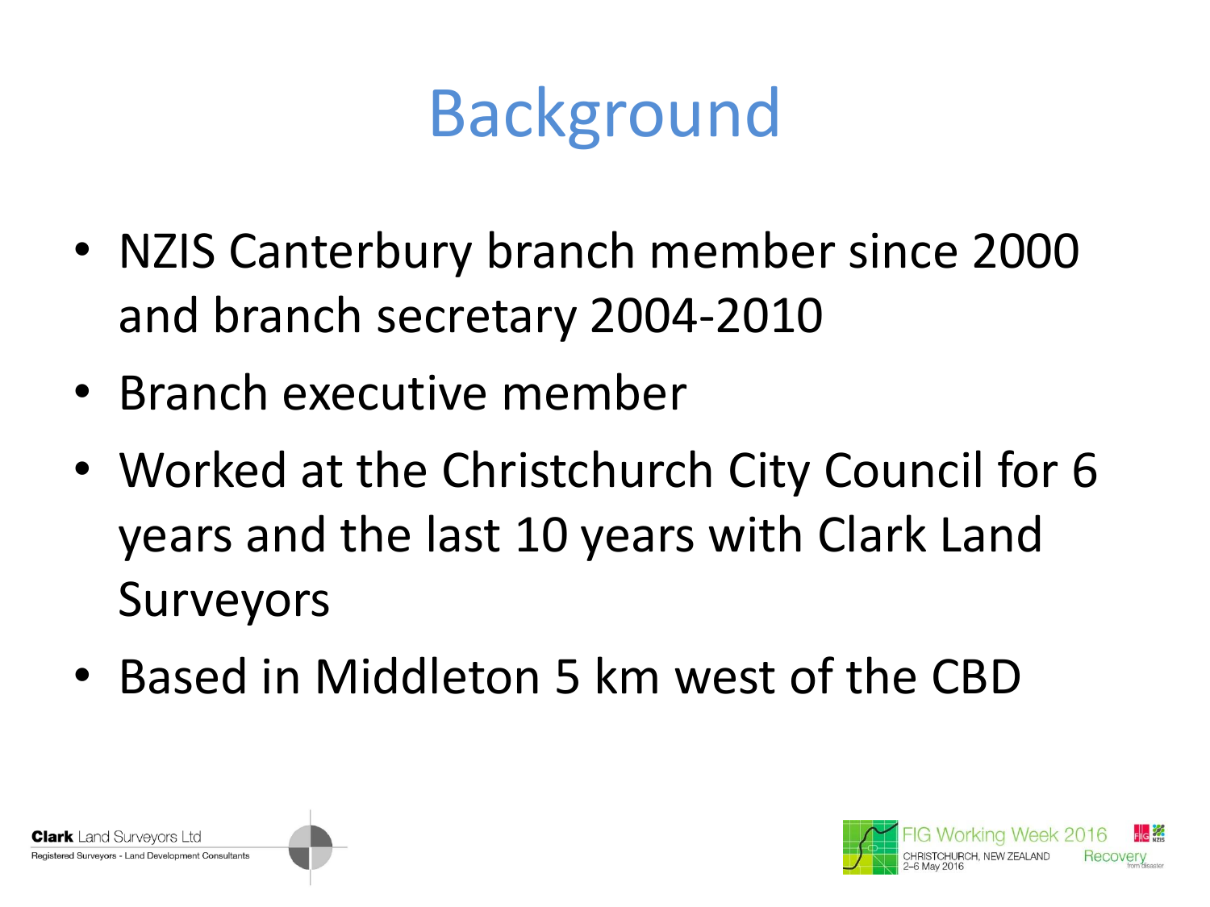# Background

- NZIS Canterbury branch member since 2000 and branch secretary 2004-2010
- Branch executive member
- Worked at the Christchurch City Council for 6 years and the last 10 years with Clark Land Surveyors
- Based in Middleton 5 km west of the CBD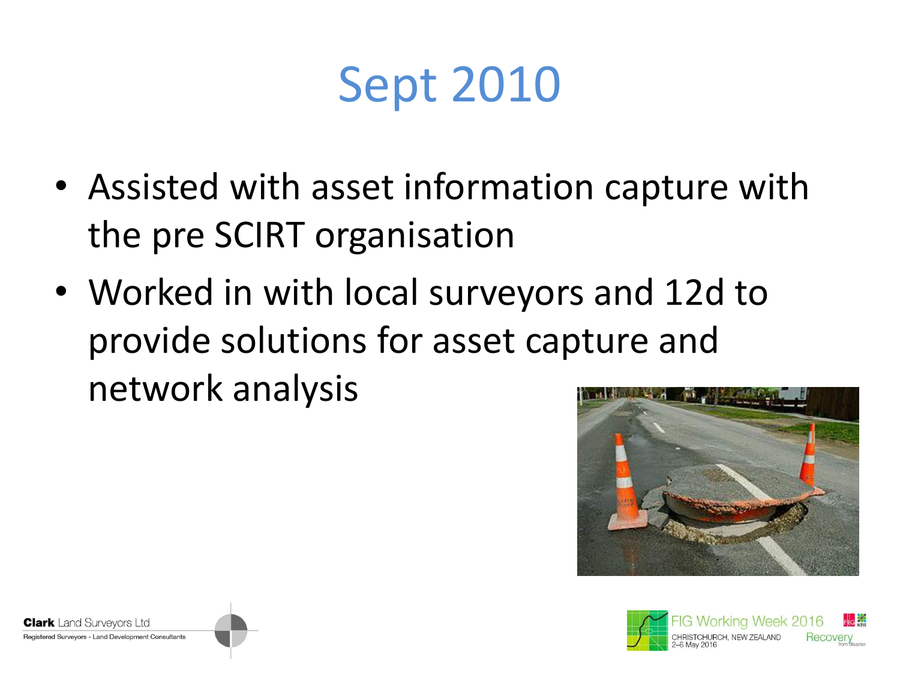# Sept 2010

- Assisted with asset information capture with the pre SCIRT organisation
- Worked in with local surveyors and 12d to provide solutions for asset capture and network analysis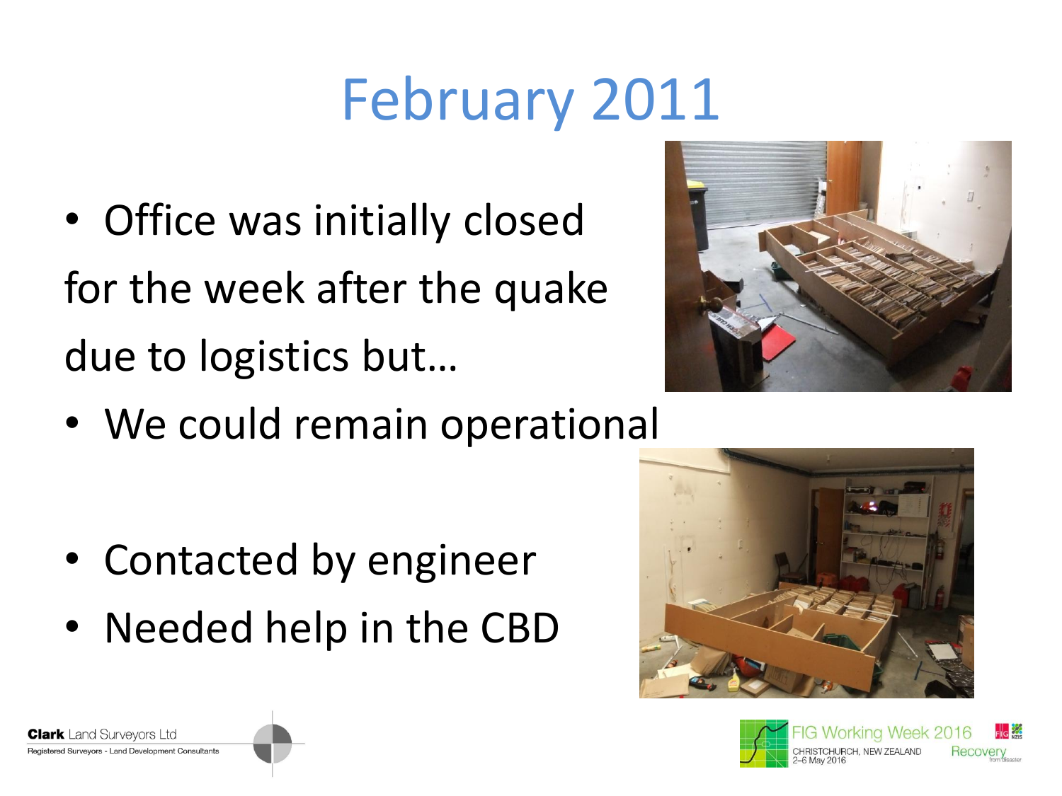# February 2011

- Office was initially closed for the week after the quake due to logistics but…
- We could remain operational

- Contacted by engineer
- Needed help in the CBD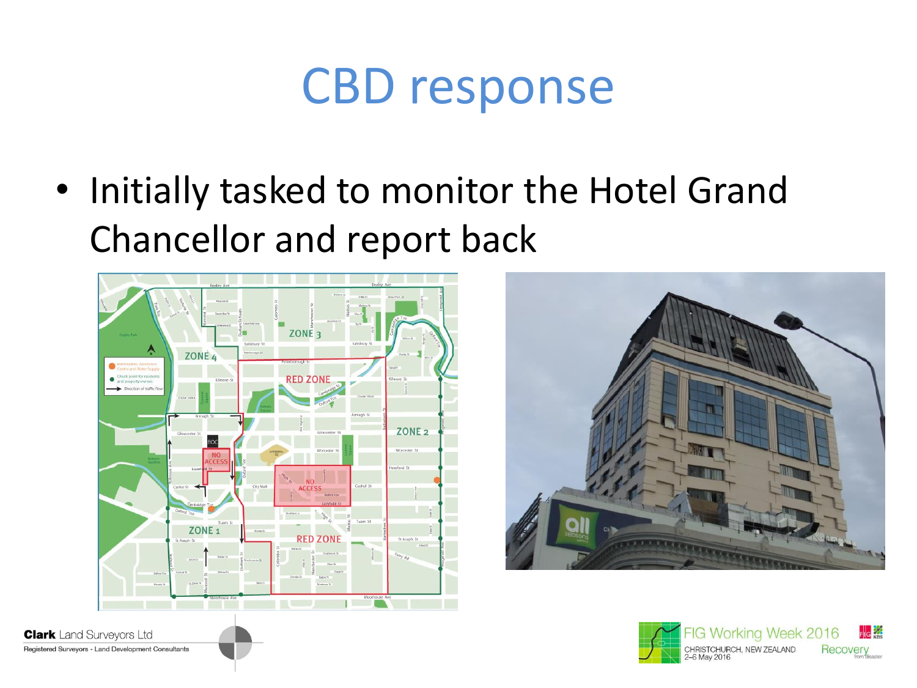# CBD response

- Initially tasked to monitor the Hotel Grand Chancellor and report back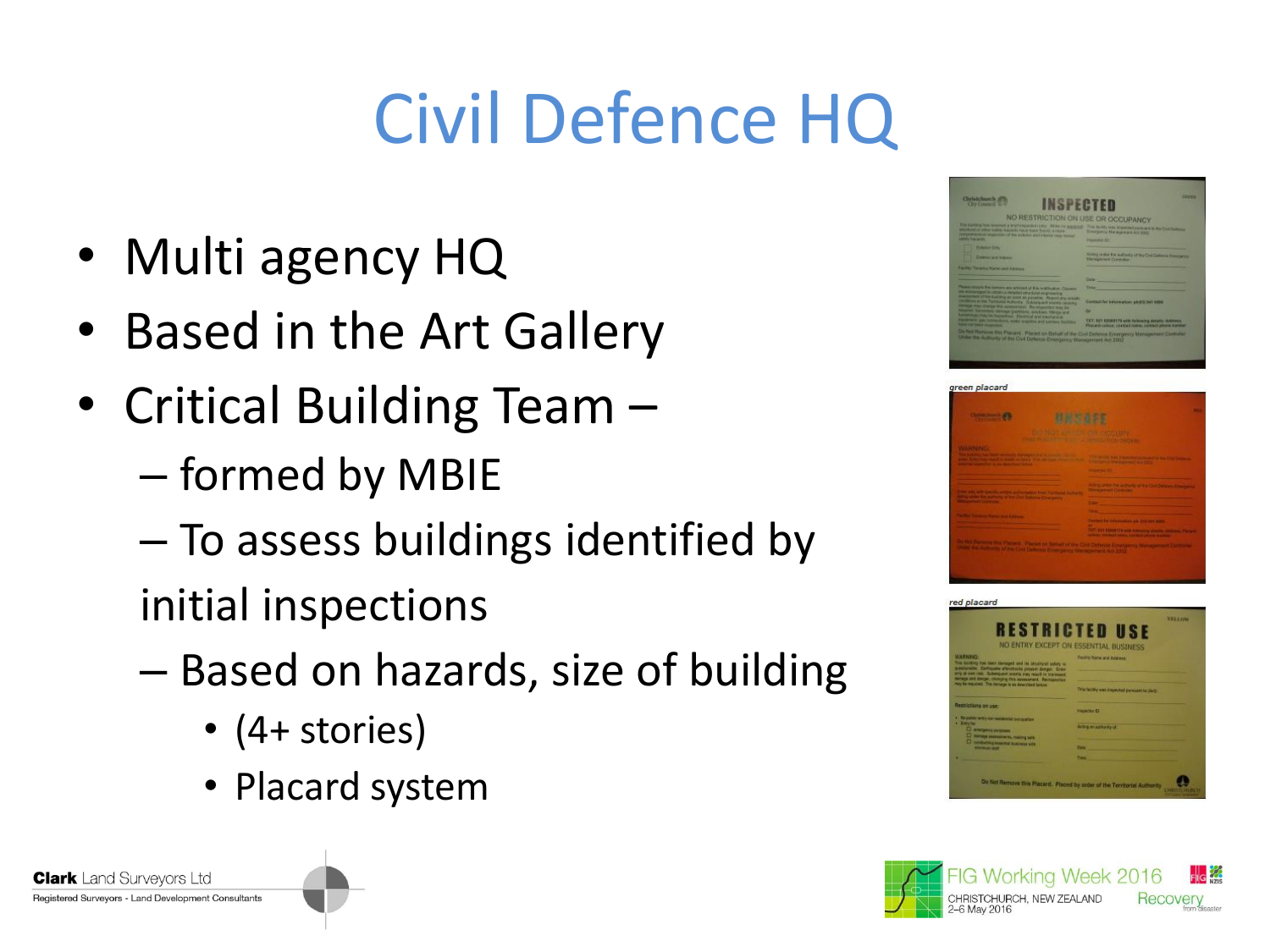# Civil Defence HQ

- Multi agency HQ
- Based in the Art Gallery
- Critical Building Team –
  - formed by MBIE
  - To assess buildings identified by initial inspections
  - Based on hazards, size of building
    - (4+ stories)
    - Placard system

green placard

red placard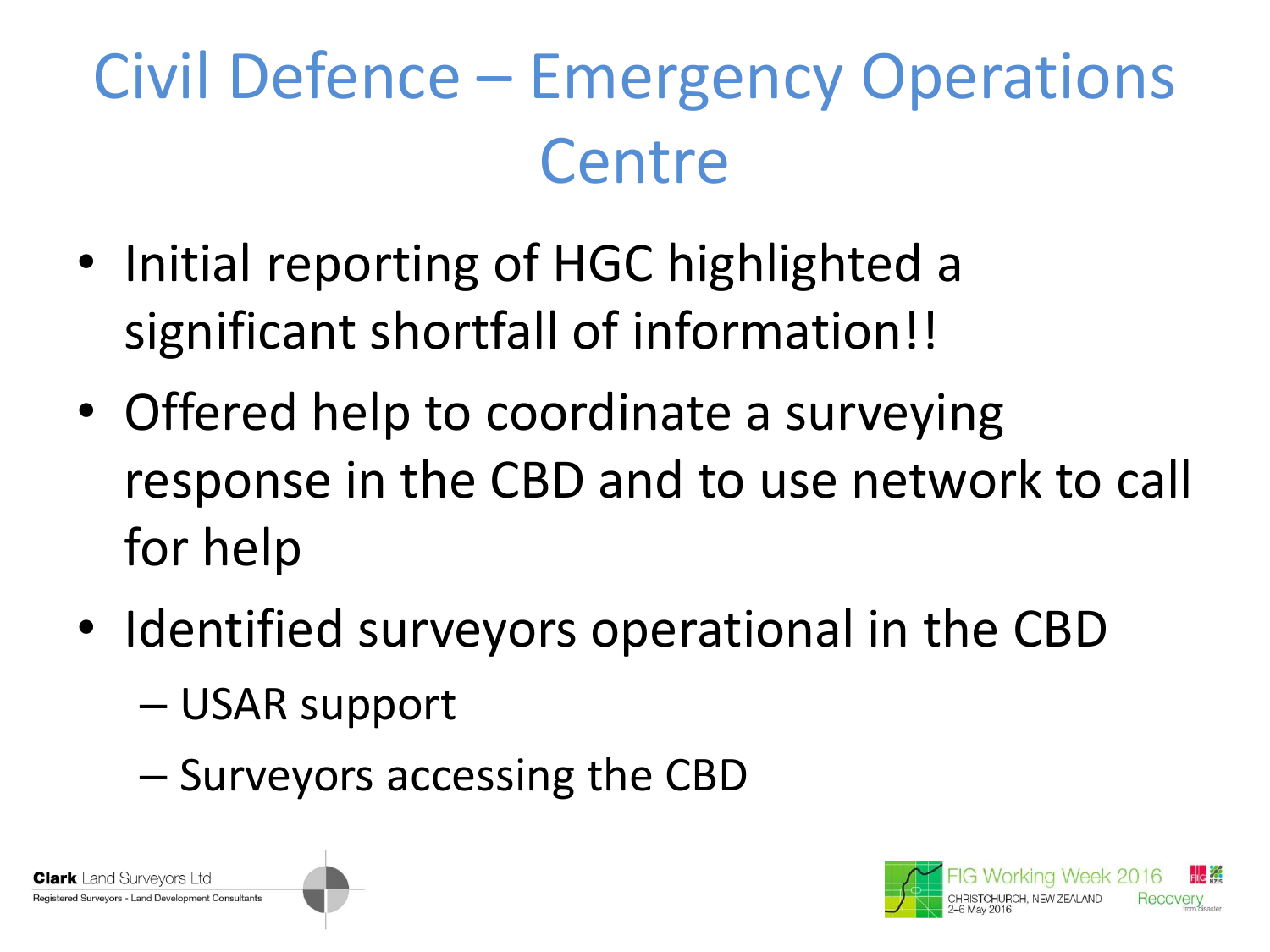# Civil Defence – Emergency Operations Centre

- Initial reporting of HGC highlighted a significant shortfall of information!!
- Offered help to coordinate a surveying response in the CBD and to use network to call for help
- Identified surveyors operational in the CBD
  - USAR support
  - Surveyors accessing the CBD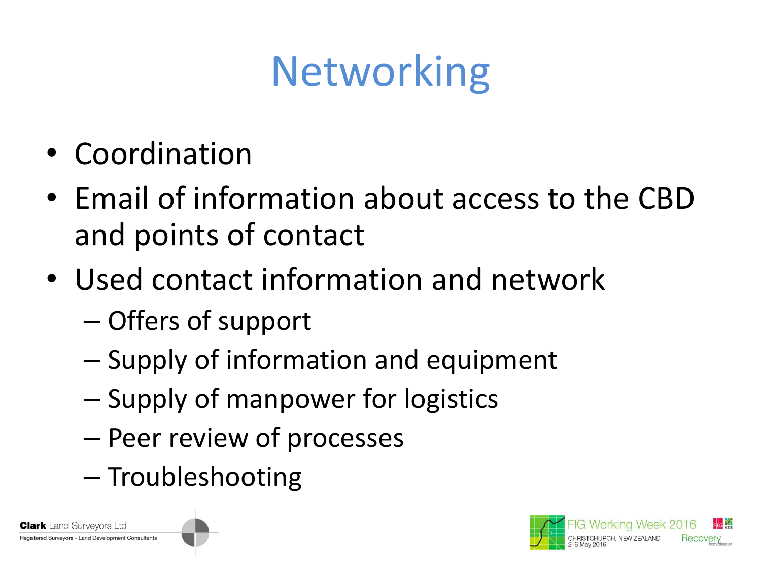# Networking

- Coordination
- Email of information about access to the CBD and points of contact
- Used contact information and network
  - Offers of support
  - Supply of information and equipment
  - Supply of manpower for logistics
  - Peer review of processes
  - Troubleshooting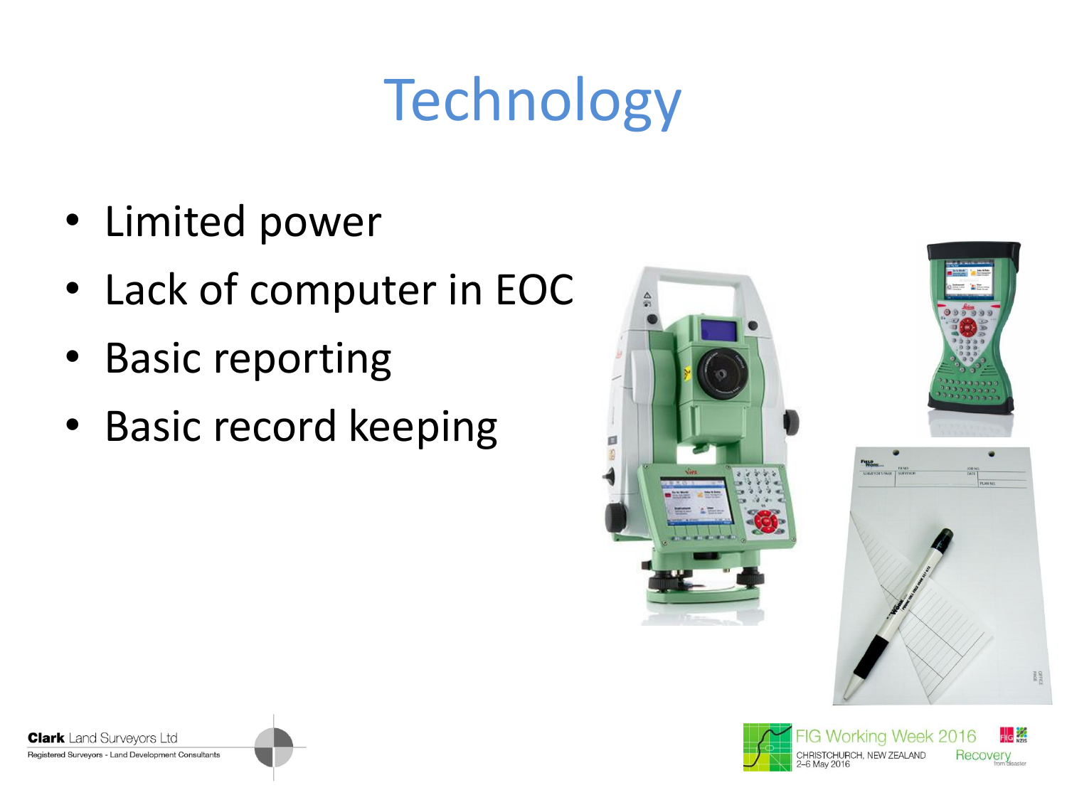# Technology

- Limited power
- Lack of computer in EOC
- Basic reporting
- Basic record keeping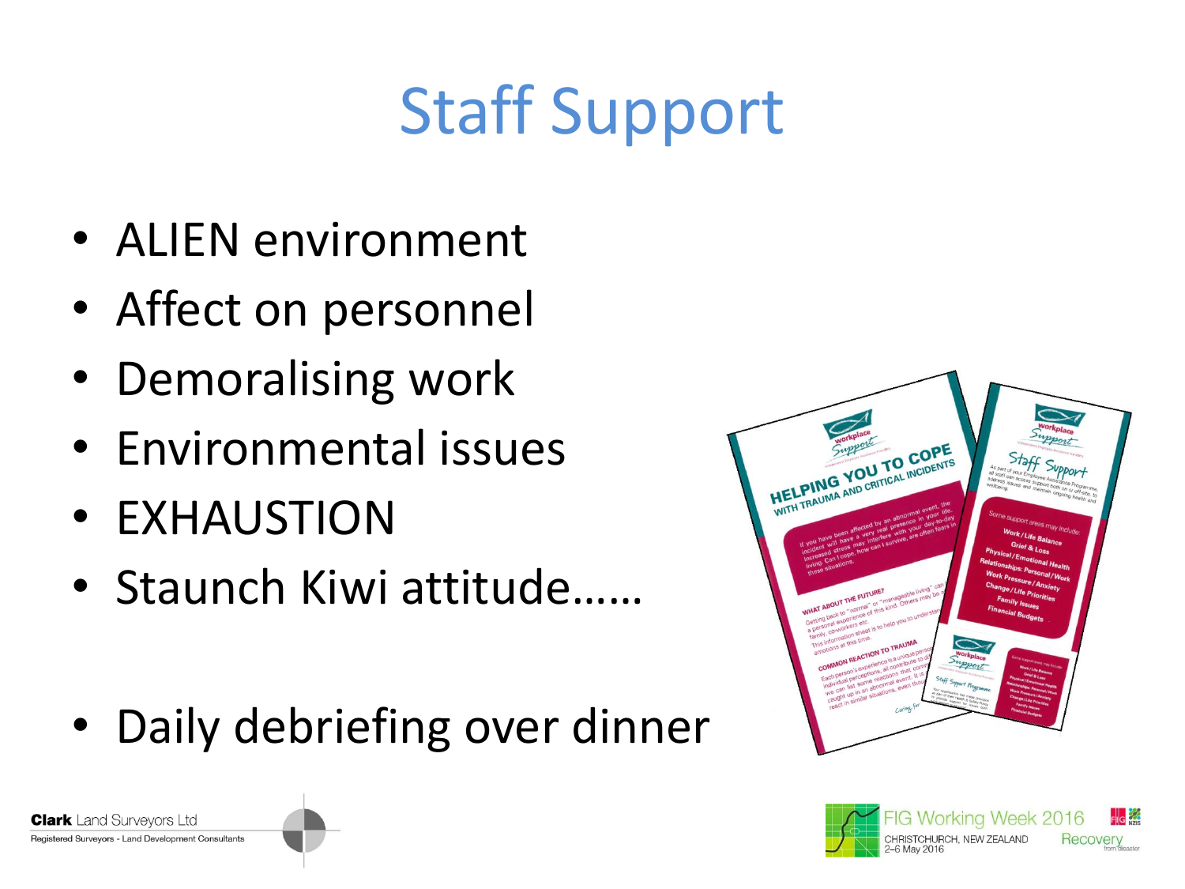# Staff Support

- ALIEN environment
- Affect on personnel
- Demoralising work
- Environmental issues
- EXHAUSTION
- Staunch Kiwi attitude……

- Daily debriefing over dinner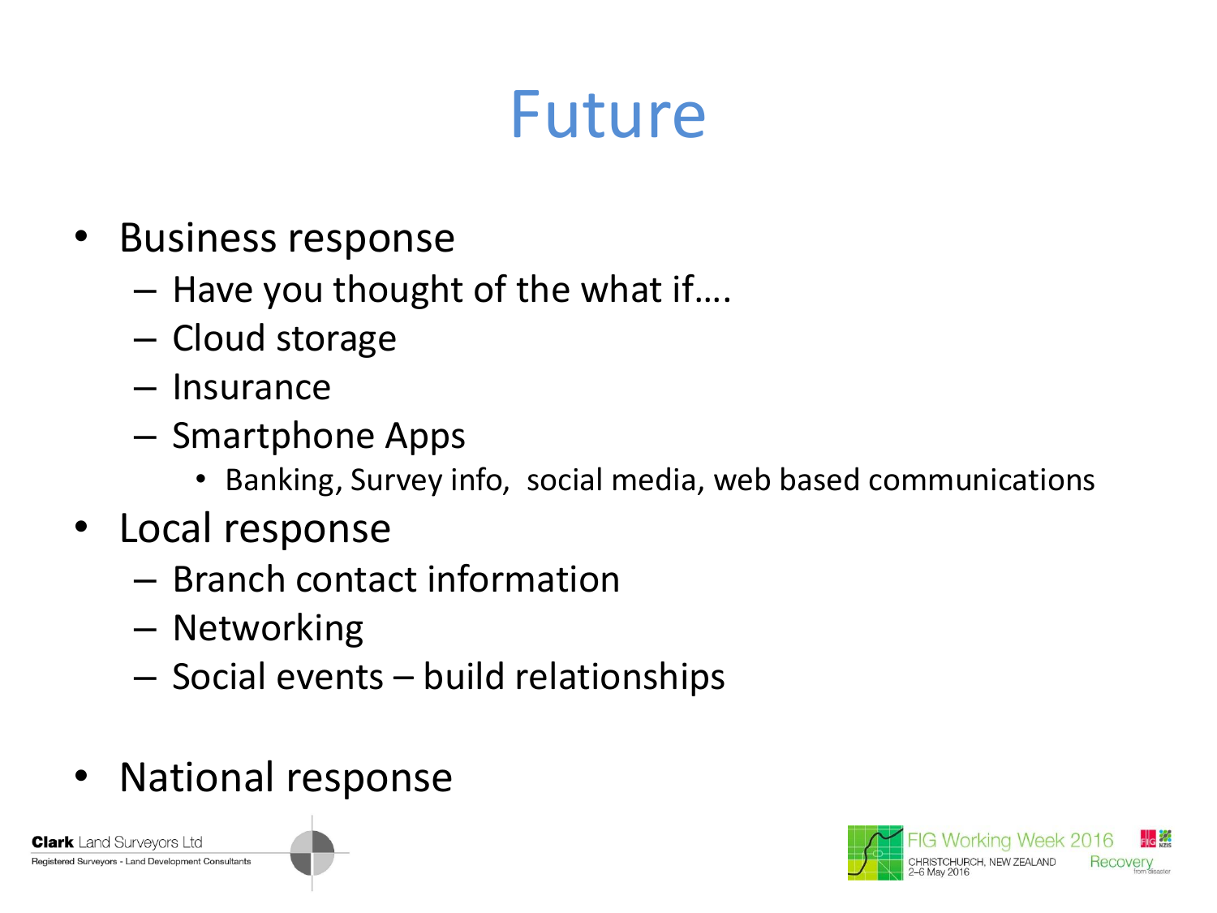# Future

- Business response
  - Have you thought of the what if….
  - Cloud storage
  - Insurance
  - Smartphone Apps
    - Banking, Survey info, social media, web based communications
- Local response
  - Branch contact information
  - Networking
  - Social events – build relationships
- National response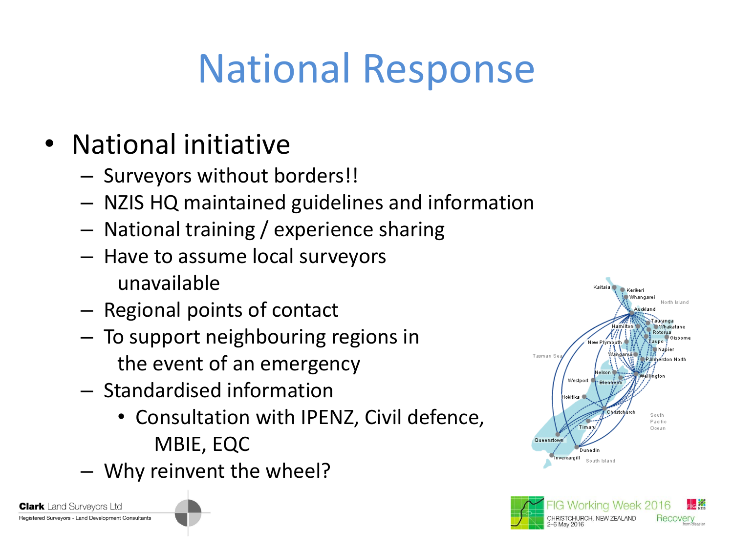# National Response

- National initiative
  - Surveyors without borders!!
  - NZIS HQ maintained guidelines and information
  - National training / experience sharing
  - Have to assume local surveyors unavailable
  - Regional points of contact
  - To support neighbouring regions in the event of an emergency
  - Standardised information
    - Consultation with IPENZ, Civil defence, MBIE, EQC
  - Why reinvent the wheel?